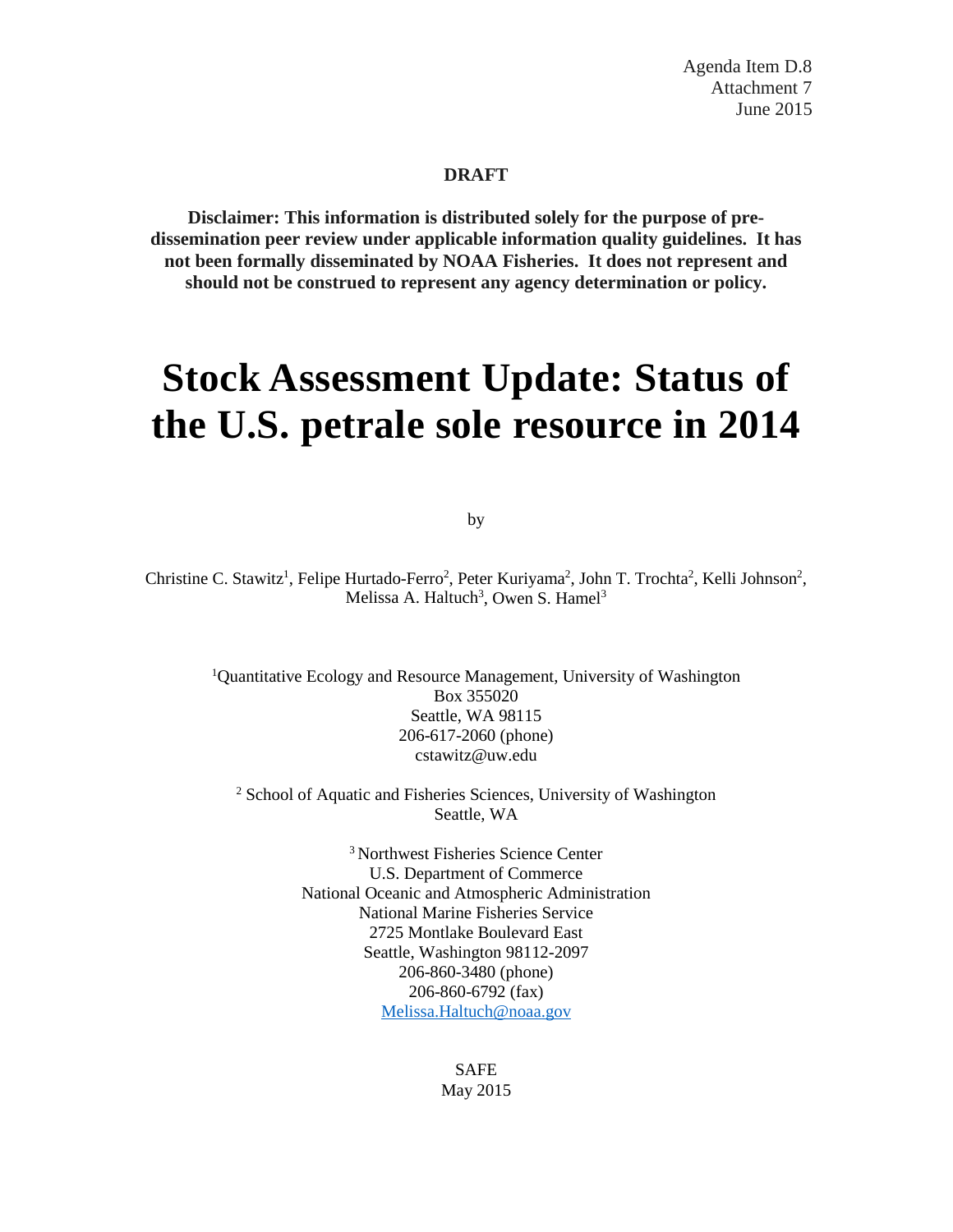Agenda Item D.8
Attachment 7
June 2015

**DRAFT**

**Disclaimer: This information is distributed solely for the purpose of pre-dissemination peer review under applicable information quality guidelines. It has not been formally disseminated by NOAA Fisheries. It does not represent and should not be construed to represent any agency determination or policy.**

# Stock Assessment Update: Status of the U.S. petrale sole resource in 2014

by

Christine C. Stawitz[1], Felipe Hurtado-Ferro[2], Peter Kuriyama[2], John T. Trochta[2], Kelli Johnson[2], Melissa A. Haltuch[3], Owen S. Hamel[3]

[1]Quantitative Ecology and Resource Management, University of Washington
Box 355020
Seattle, WA 98115
206-617-2060 (phone)
cstawitz@uw.edu

[2] School of Aquatic and Fisheries Sciences, University of Washington
Seattle, WA

[3] Northwest Fisheries Science Center
U.S. Department of Commerce
National Oceanic and Atmospheric Administration
National Marine Fisheries Service
2725 Montlake Boulevard East
Seattle, Washington 98112-2097
206-860-3480 (phone)
206-860-6792 (fax)
Melissa.Haltuch@noaa.gov

SAFE
May 2015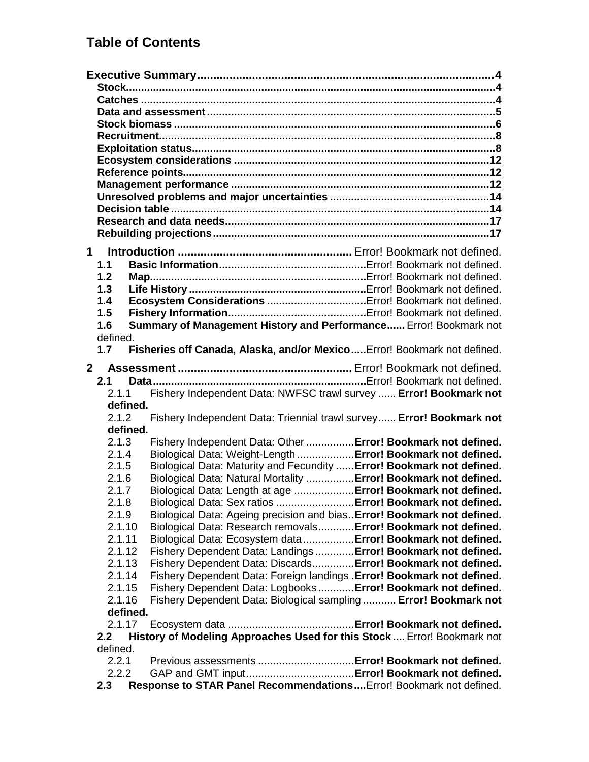# Table of Contents

**Executive Summary** ........................................................................................... 4
- **Stock** ........................................................................................................... 4
- **Catches** ....................................................................................................... 4
- **Data and assessment** ................................................................................ 5
- **Stock biomass** ............................................................................................ 6
- **Recruitment** ................................................................................................ 8
- **Exploitation status** ...................................................................................... 8
- **Ecosystem considerations** ........................................................................ 12
- **Reference points** ....................................................................................... 12
- **Management performance** ........................................................................ 12
- **Unresolved problems and major uncertainties** ........................................ 14
- **Decision table** ............................................................................................. 14
- **Research and data needs** .......................................................................... 17
- **Rebuilding projections** ............................................................................... 17

**1 Introduction** ..................................................... Error! Bookmark not defined.
- **1.1 Basic Information** ................................................ Error! Bookmark not defined.
- **1.2 Map** ..................................................................... Error! Bookmark not defined.
- **1.3 Life History** ......................................................... Error! Bookmark not defined.
- **1.4 Ecosystem Considerations** ................................ Error! Bookmark not defined.
- **1.5 Fishery Information** ............................................ Error! Bookmark not defined.
- **1.6 Summary of Management History and Performance** ...... Error! Bookmark not defined.
- **1.7 Fisheries off Canada, Alaska, and/or Mexico** ..... Error! Bookmark not defined.

**2 Assessment** ...................................................... Error! Bookmark not defined.
- **2.1 Data** ..................................................................... Error! Bookmark not defined.
  - 2.1.1 Fishery Independent Data: NWFSC trawl survey ...... **Error! Bookmark not defined.**
  - 2.1.2 Fishery Independent Data: Triennial trawl survey...... **Error! Bookmark not defined.**
  - 2.1.3 Fishery Independent Data: Other ................ **Error! Bookmark not defined.**
  - 2.1.4 Biological Data: Weight-Length .................. **Error! Bookmark not defined.**
  - 2.1.5 Biological Data: Maturity and Fecundity ...... **Error! Bookmark not defined.**
  - 2.1.6 Biological Data: Natural Mortality ................ **Error! Bookmark not defined.**
  - 2.1.7 Biological Data: Length at age .................... **Error! Bookmark not defined.**
  - 2.1.8 Biological Data: Sex ratios .......................... **Error! Bookmark not defined.**
  - 2.1.9 Biological Data: Ageing precision and bias.. **Error! Bookmark not defined.**
  - 2.1.10 Biological Data: Research removals ........... **Error! Bookmark not defined.**
  - 2.1.11 Biological Data: Ecosystem data ................ **Error! Bookmark not defined.**
  - 2.1.12 Fishery Dependent Data: Landings ............. **Error! Bookmark not defined.**
  - 2.1.13 Fishery Dependent Data: Discards .............. **Error! Bookmark not defined.**
  - 2.1.14 Fishery Dependent Data: Foreign landings . **Error! Bookmark not defined.**
  - 2.1.15 Fishery Dependent Data: Logbooks ............ **Error! Bookmark not defined.**
  - 2.1.16 Fishery Dependent Data: Biological sampling ........... **Error! Bookmark not defined.**
  - 2.1.17 Ecosystem data .......................................... **Error! Bookmark not defined.**
- **2.2 History of Modeling Approaches Used for this Stock** .... Error! Bookmark not defined.
  - 2.2.1 Previous assessments ................................ **Error! Bookmark not defined.**
  - 2.2.2 GAP and GMT input ................................... **Error! Bookmark not defined.**
- **2.3 Response to STAR Panel Recommendations** .... Error! Bookmark not defined.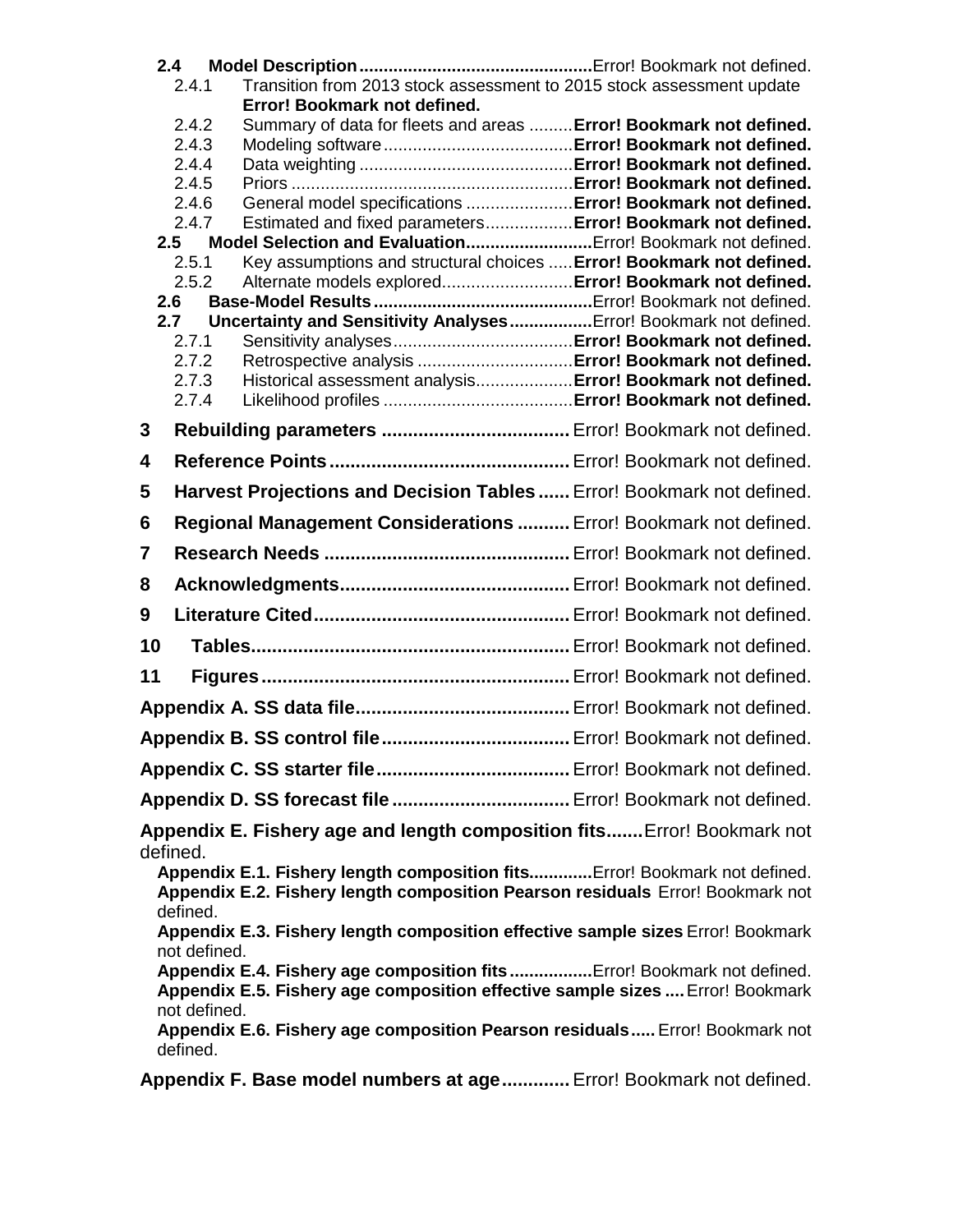- **2.4 Model Description**................................................Error! Bookmark not defined.
  - 2.4.1 Transition from 2013 stock assessment to 2015 stock assessment update **Error! Bookmark not defined.**
  - 2.4.2 Summary of data for fleets and areas .........**Error! Bookmark not defined.**
  - 2.4.3 Modeling software.......................................**Error! Bookmark not defined.**
  - 2.4.4 Data weighting ............................................**Error! Bookmark not defined.**
  - 2.4.5 Priors ..........................................................**Error! Bookmark not defined.**
  - 2.4.6 General model specifications ......................**Error! Bookmark not defined.**
  - 2.4.7 Estimated and fixed parameters..................**Error! Bookmark not defined.**
- **2.5 Model Selection and Evaluation**..........................Error! Bookmark not defined.
  - 2.5.1 Key assumptions and structural choices .....**Error! Bookmark not defined.**
  - 2.5.2 Alternate models explored...........................**Error! Bookmark not defined.**
- **2.6 Base-Model Results**.............................................Error! Bookmark not defined.
- **2.7 Uncertainty and Sensitivity Analyses**.................Error! Bookmark not defined.
  - 2.7.1 Sensitivity analyses.....................................**Error! Bookmark not defined.**
  - 2.7.2 Retrospective analysis ................................**Error! Bookmark not defined.**
  - 2.7.3 Historical assessment analysis....................**Error! Bookmark not defined.**
  - 2.7.4 Likelihood profiles .......................................**Error! Bookmark not defined.**

**3 Rebuilding parameters** .................................... Error! Bookmark not defined.

**4 Reference Points**.............................................. Error! Bookmark not defined.

**5 Harvest Projections and Decision Tables**...... Error! Bookmark not defined.

**6 Regional Management Considerations** .......... Error! Bookmark not defined.

**7 Research Needs** ............................................... Error! Bookmark not defined.

**8 Acknowledgments**............................................ Error! Bookmark not defined.

**9 Literature Cited**................................................. Error! Bookmark not defined.

**10 Tables**............................................................. Error! Bookmark not defined.

**11 Figures**........................................................... Error! Bookmark not defined.

**Appendix A. SS data file**......................................... Error! Bookmark not defined.

**Appendix B. SS control file**.................................... Error! Bookmark not defined.

**Appendix C. SS starter file**..................................... Error! Bookmark not defined.

**Appendix D. SS forecast file** .................................. Error! Bookmark not defined.

**Appendix E. Fishery age and length composition fits**.......Error! Bookmark not defined.

- **Appendix E.1. Fishery length composition fits**.............Error! Bookmark not defined.
- **Appendix E.2. Fishery length composition Pearson residuals** Error! Bookmark not defined.
- **Appendix E.3. Fishery length composition effective sample sizes** Error! Bookmark not defined.
- **Appendix E.4. Fishery age composition fits**.................Error! Bookmark not defined.
- **Appendix E.5. Fishery age composition effective sample sizes** .... Error! Bookmark not defined.
- **Appendix E.6. Fishery age composition Pearson residuals**..... Error! Bookmark not defined.

**Appendix F. Base model numbers at age**............. Error! Bookmark not defined.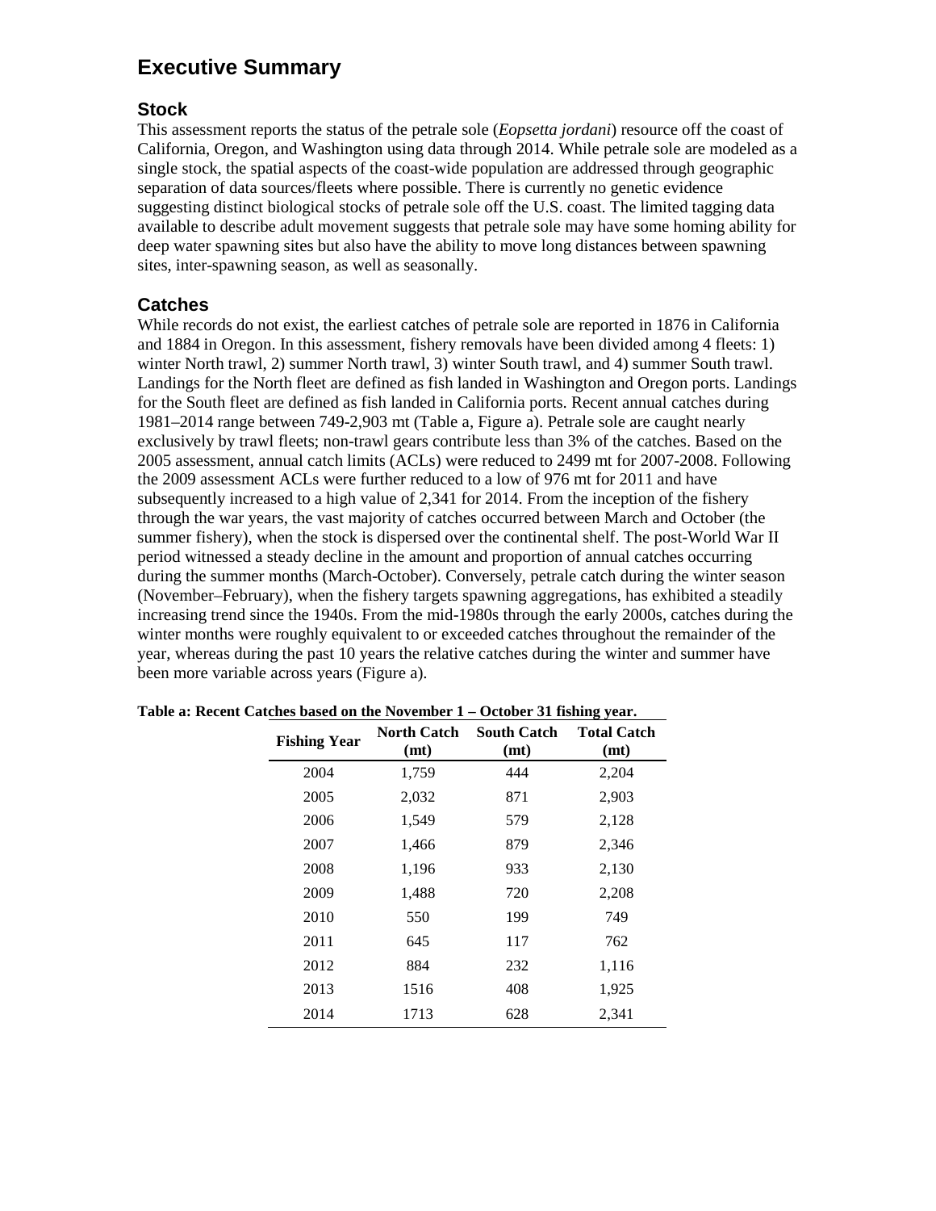# Executive Summary

## Stock

This assessment reports the status of the petrale sole (*Eopsetta jordani*) resource off the coast of California, Oregon, and Washington using data through 2014. While petrale sole are modeled as a single stock, the spatial aspects of the coast-wide population are addressed through geographic separation of data sources/fleets where possible. There is currently no genetic evidence suggesting distinct biological stocks of petrale sole off the U.S. coast. The limited tagging data available to describe adult movement suggests that petrale sole may have some homing ability for deep water spawning sites but also have the ability to move long distances between spawning sites, inter-spawning season, as well as seasonally.

## Catches

While records do not exist, the earliest catches of petrale sole are reported in 1876 in California and 1884 in Oregon. In this assessment, fishery removals have been divided among 4 fleets: 1) winter North trawl, 2) summer North trawl, 3) winter South trawl, and 4) summer South trawl. Landings for the North fleet are defined as fish landed in Washington and Oregon ports. Landings for the South fleet are defined as fish landed in California ports. Recent annual catches during 1981–2014 range between 749-2,903 mt (Table a, Figure a). Petrale sole are caught nearly exclusively by trawl fleets; non-trawl gears contribute less than 3% of the catches. Based on the 2005 assessment, annual catch limits (ACLs) were reduced to 2499 mt for 2007-2008. Following the 2009 assessment ACLs were further reduced to a low of 976 mt for 2011 and have subsequently increased to a high value of 2,341 for 2014. From the inception of the fishery through the war years, the vast majority of catches occurred between March and October (the summer fishery), when the stock is dispersed over the continental shelf. The post-World War II period witnessed a steady decline in the amount and proportion of annual catches occurring during the summer months (March-October). Conversely, petrale catch during the winter season (November–February), when the fishery targets spawning aggregations, has exhibited a steadily increasing trend since the 1940s. From the mid-1980s through the early 2000s, catches during the winter months were roughly equivalent to or exceeded catches throughout the remainder of the year, whereas during the past 10 years the relative catches during the winter and summer have been more variable across years (Figure a).

**Table a: Recent Catches based on the November 1 – October 31 fishing year.**

| Fishing Year | North Catch (mt) | South Catch (mt) | Total Catch (mt) |
|---|---|---|---|
| 2004 | 1,759 | 444 | 2,204 |
| 2005 | 2,032 | 871 | 2,903 |
| 2006 | 1,549 | 579 | 2,128 |
| 2007 | 1,466 | 879 | 2,346 |
| 2008 | 1,196 | 933 | 2,130 |
| 2009 | 1,488 | 720 | 2,208 |
| 2010 | 550 | 199 | 749 |
| 2011 | 645 | 117 | 762 |
| 2012 | 884 | 232 | 1,116 |
| 2013 | 1516 | 408 | 1,925 |
| 2014 | 1713 | 628 | 2,341 |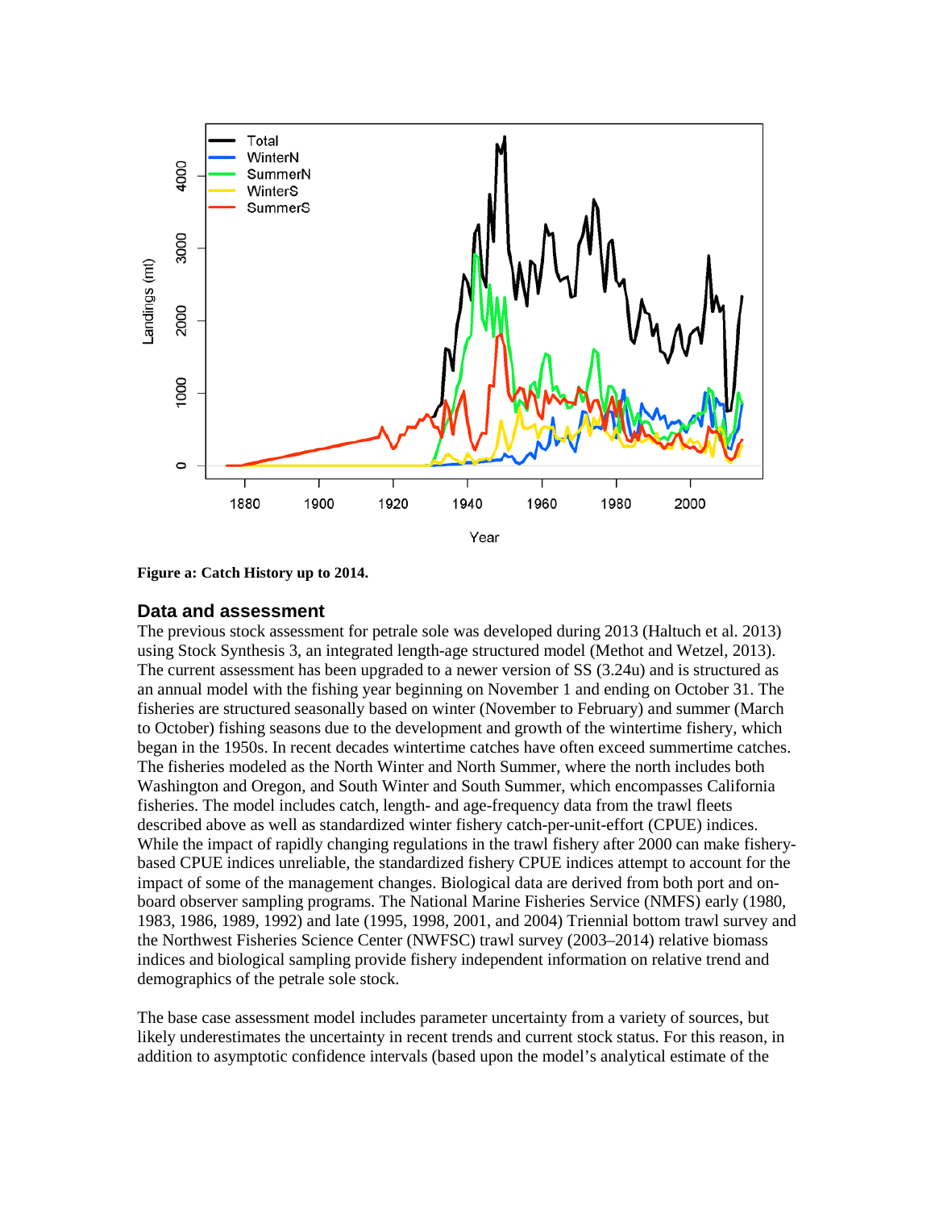**Figure a: Catch History up to 2014.**

## Data and assessment

The previous stock assessment for petrale sole was developed during 2013 (Haltuch et al. 2013) using Stock Synthesis 3, an integrated length-age structured model (Methot and Wetzel, 2013). The current assessment has been upgraded to a newer version of SS (3.24u) and is structured as an annual model with the fishing year beginning on November 1 and ending on October 31. The fisheries are structured seasonally based on winter (November to February) and summer (March to October) fishing seasons due to the development and growth of the wintertime fishery, which began in the 1950s. In recent decades wintertime catches have often exceed summertime catches. The fisheries modeled as the North Winter and North Summer, where the north includes both Washington and Oregon, and South Winter and South Summer, which encompasses California fisheries. The model includes catch, length- and age-frequency data from the trawl fleets described above as well as standardized winter fishery catch-per-unit-effort (CPUE) indices. While the impact of rapidly changing regulations in the trawl fishery after 2000 can make fishery-based CPUE indices unreliable, the standardized fishery CPUE indices attempt to account for the impact of some of the management changes. Biological data are derived from both port and on-board observer sampling programs. The National Marine Fisheries Service (NMFS) early (1980, 1983, 1986, 1989, 1992) and late (1995, 1998, 2001, and 2004) Triennial bottom trawl survey and the Northwest Fisheries Science Center (NWFSC) trawl survey (2003–2014) relative biomass indices and biological sampling provide fishery independent information on relative trend and demographics of the petrale sole stock.

The base case assessment model includes parameter uncertainty from a variety of sources, but likely underestimates the uncertainty in recent trends and current stock status. For this reason, in addition to asymptotic confidence intervals (based upon the model's analytical estimate of the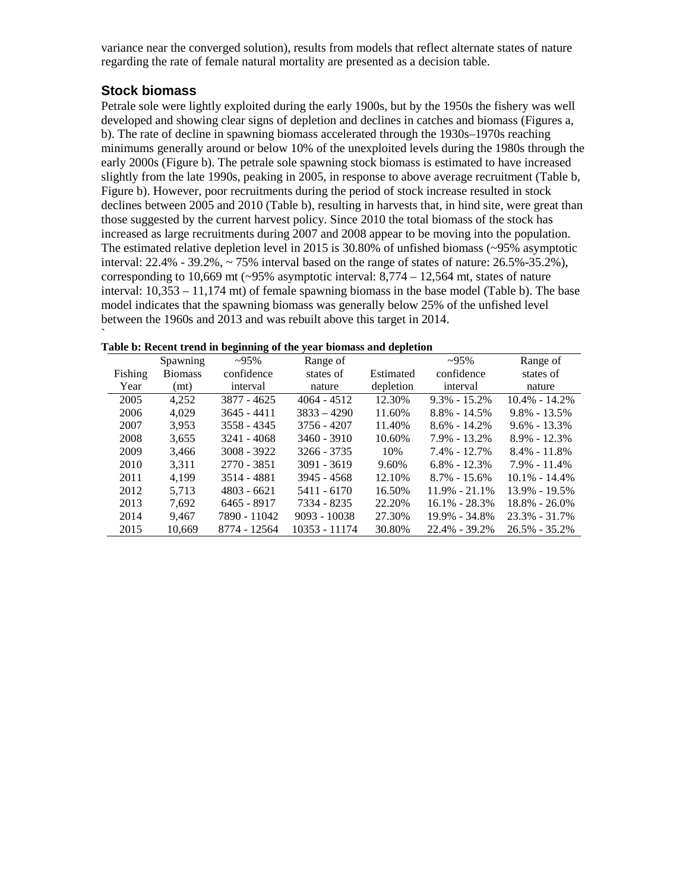variance near the converged solution), results from models that reflect alternate states of nature regarding the rate of female natural mortality are presented as a decision table.

## Stock biomass

Petrale sole were lightly exploited during the early 1900s, but by the 1950s the fishery was well developed and showing clear signs of depletion and declines in catches and biomass (Figures a, b). The rate of decline in spawning biomass accelerated through the 1930s–1970s reaching minimums generally around or below 10% of the unexploited levels during the 1980s through the early 2000s (Figure b). The petrale sole spawning stock biomass is estimated to have increased slightly from the late 1990s, peaking in 2005, in response to above average recruitment (Table b, Figure b). However, poor recruitments during the period of stock increase resulted in stock declines between 2005 and 2010 (Table b), resulting in harvests that, in hind site, were great than those suggested by the current harvest policy. Since 2010 the total biomass of the stock has increased as large recruitments during 2007 and 2008 appear to be moving into the population. The estimated relative depletion level in 2015 is 30.80% of unfished biomass (~95% asymptotic interval: 22.4% - 39.2%, ~ 75% interval based on the range of states of nature: 26.5%-35.2%), corresponding to 10,669 mt (~95% asymptotic interval: 8,774 – 12,564 mt, states of nature interval: 10,353 – 11,174 mt) of female spawning biomass in the base model (Table b). The base model indicates that the spawning biomass was generally below 25% of the unfished level between the 1960s and 2013 and was rebuilt above this target in 2014.
`

**Table b: Recent trend in beginning of the year biomass and depletion**

| Fishing Year | Spawning Biomass (mt) | ~95% confidence interval | Range of states of nature | Estimated depletion | ~95% confidence interval | Range of states of nature |
|---|---|---|---|---|---|---|
| 2005 | 4,252 | 3877 - 4625 | 4064 - 4512 | 12.30% | 9.3% - 15.2% | 10.4% - 14.2% |
| 2006 | 4,029 | 3645 - 4411 | 3833 – 4290 | 11.60% | 8.8% - 14.5% | 9.8% - 13.5% |
| 2007 | 3,953 | 3558 - 4345 | 3756 - 4207 | 11.40% | 8.6% - 14.2% | 9.6% - 13.3% |
| 2008 | 3,655 | 3241 - 4068 | 3460 - 3910 | 10.60% | 7.9% - 13.2% | 8.9% - 12.3% |
| 2009 | 3,466 | 3008 - 3922 | 3266 - 3735 | 10% | 7.4% - 12.7% | 8.4% - 11.8% |
| 2010 | 3,311 | 2770 - 3851 | 3091 - 3619 | 9.60% | 6.8% - 12.3% | 7.9% - 11.4% |
| 2011 | 4,199 | 3514 - 4881 | 3945 - 4568 | 12.10% | 8.7% - 15.6% | 10.1% - 14.4% |
| 2012 | 5,713 | 4803 - 6621 | 5411 - 6170 | 16.50% | 11.9% - 21.1% | 13.9% - 19.5% |
| 2013 | 7,692 | 6465 - 8917 | 7334 - 8235 | 22.20% | 16.1% - 28.3% | 18.8% - 26.0% |
| 2014 | 9,467 | 7890 - 11042 | 9093 - 10038 | 27.30% | 19.9% - 34.8% | 23.3% - 31.7% |
| 2015 | 10,669 | 8774 - 12564 | 10353 - 11174 | 30.80% | 22.4% - 39.2% | 26.5% - 35.2% |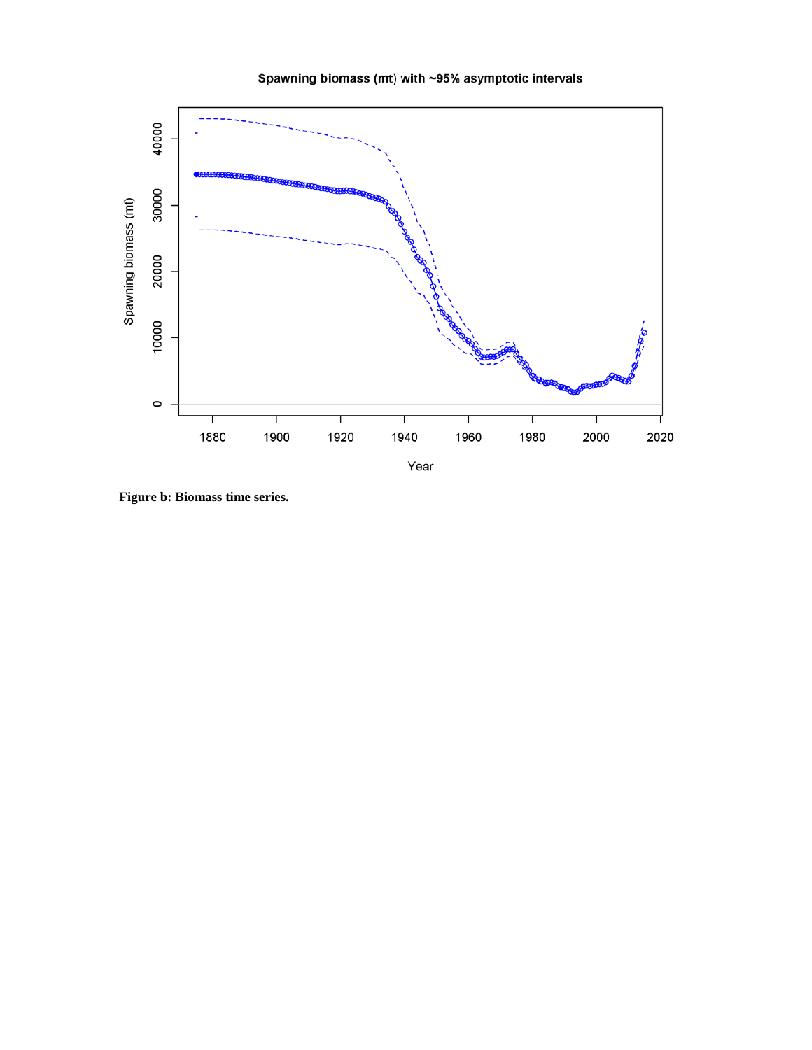**Figure b: Biomass time series.**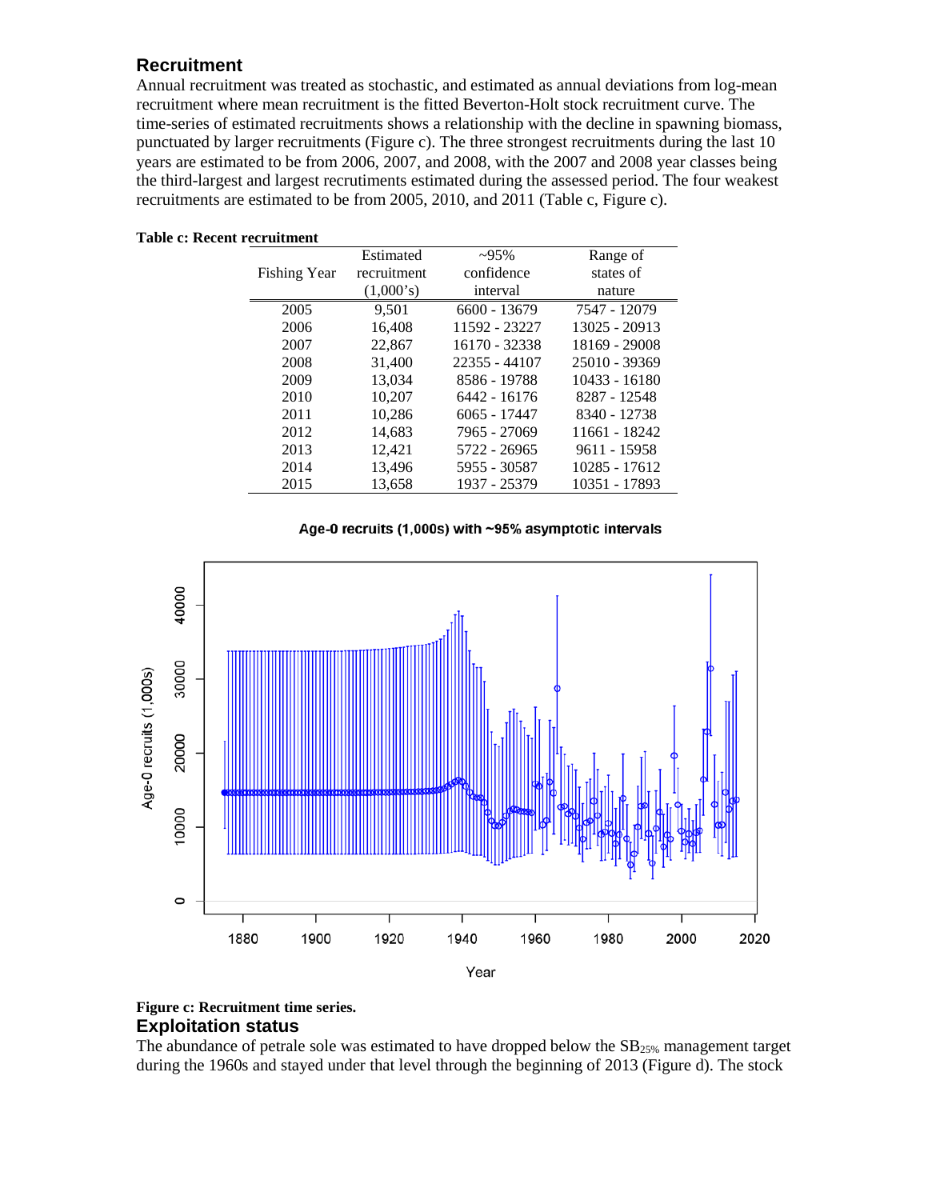## Recruitment

Annual recruitment was treated as stochastic, and estimated as annual deviations from log-mean recruitment where mean recruitment is the fitted Beverton-Holt stock recruitment curve. The time-series of estimated recruitments shows a relationship with the decline in spawning biomass, punctuated by larger recruitments (Figure c). The three strongest recruitments during the last 10 years are estimated to be from 2006, 2007, and 2008, with the 2007 and 2008 year classes being the third-largest and largest recrutiments estimated during the assessed period. The four weakest recruitments are estimated to be from 2005, 2010, and 2011 (Table c, Figure c).

**Table c: Recent recruitment**

| Fishing Year | Estimated recruitment (1,000's) | ~95% confidence interval | Range of states of nature |
|---|---|---|---|
| 2005 | 9,501 | 6600 - 13679 | 7547 - 12079 |
| 2006 | 16,408 | 11592 - 23227 | 13025 - 20913 |
| 2007 | 22,867 | 16170 - 32338 | 18169 - 29008 |
| 2008 | 31,400 | 22355 - 44107 | 25010 - 39369 |
| 2009 | 13,034 | 8586 - 19788 | 10433 - 16180 |
| 2010 | 10,207 | 6442 - 16176 | 8287 - 12548 |
| 2011 | 10,286 | 6065 - 17447 | 8340 - 12738 |
| 2012 | 14,683 | 7965 - 27069 | 11661 - 18242 |
| 2013 | 12,421 | 5722 - 26965 | 9611 - 15958 |
| 2014 | 13,496 | 5955 - 30587 | 10285 - 17612 |
| 2015 | 13,658 | 1937 - 25379 | 10351 - 17893 |

**Figure c: Recruitment time series.**

## Exploitation status

The abundance of petrale sole was estimated to have dropped below the $SB_{25\%}$ management target during the 1960s and stayed under that level through the beginning of 2013 (Figure d). The stock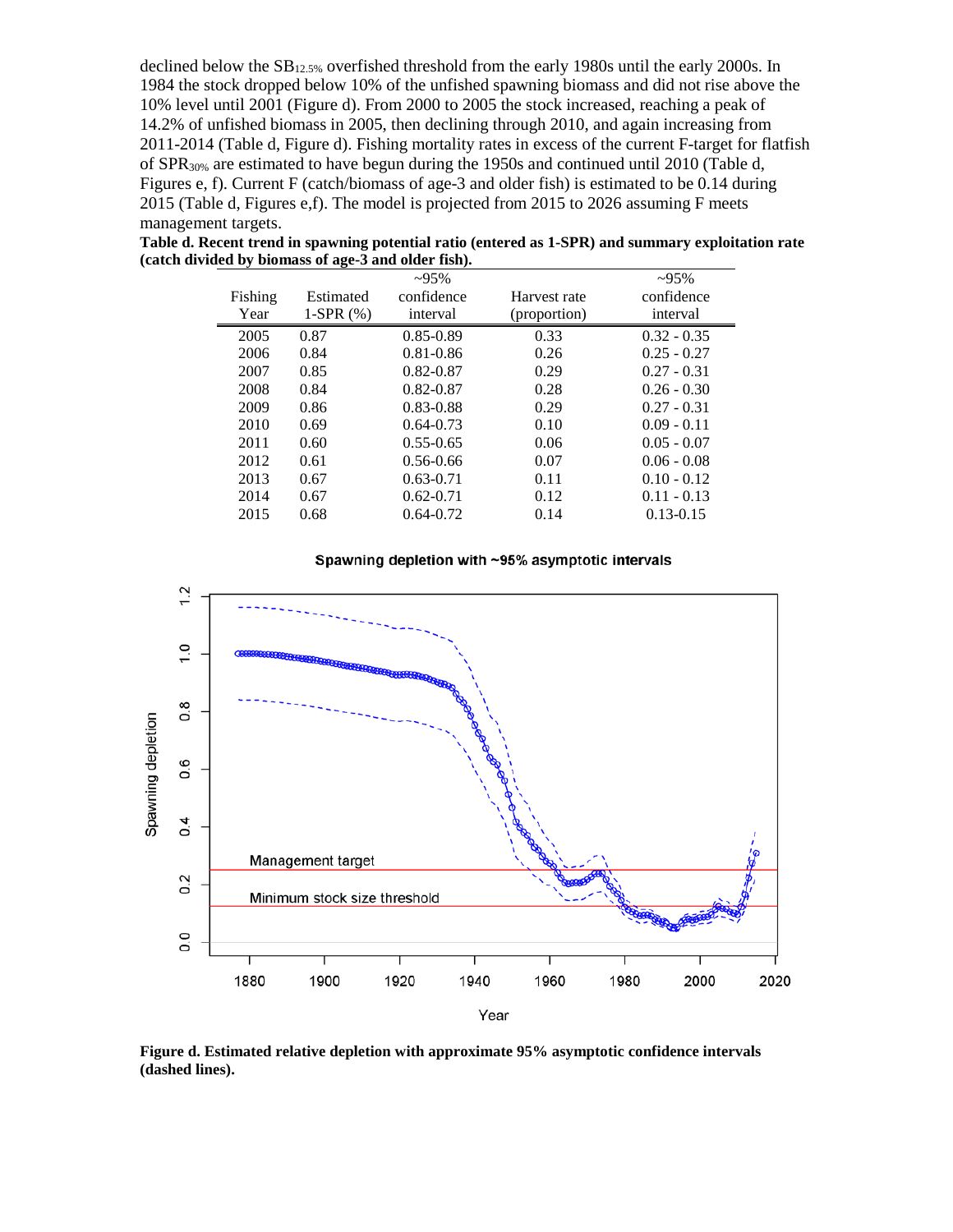declined below the $SB_{12.5\%}$ overfished threshold from the early 1980s until the early 2000s. In 1984 the stock dropped below 10% of the unfished spawning biomass and did not rise above the 10% level until 2001 (Figure d). From 2000 to 2005 the stock increased, reaching a peak of 14.2% of unfished biomass in 2005, then declining through 2010, and again increasing from 2011-2014 (Table d, Figure d). Fishing mortality rates in excess of the current F-target for flatfish of $SPR_{30\%}$ are estimated to have begun during the 1950s and continued until 2010 (Table d, Figures e, f). Current F (catch/biomass of age-3 and older fish) is estimated to be 0.14 during 2015 (Table d, Figures e,f). The model is projected from 2015 to 2026 assuming F meets management targets.

**Table d. Recent trend in spawning potential ratio (entered as 1-SPR) and summary exploitation rate (catch divided by biomass of age-3 and older fish).**

| Fishing Year | Estimated 1-SPR (%) | ~95% confidence interval | Harvest rate (proportion) | ~95% confidence interval |
|---|---|---|---|---|
| 2005 | 0.87 | 0.85-0.89 | 0.33 | 0.32 - 0.35 |
| 2006 | 0.84 | 0.81-0.86 | 0.26 | 0.25 - 0.27 |
| 2007 | 0.85 | 0.82-0.87 | 0.29 | 0.27 - 0.31 |
| 2008 | 0.84 | 0.82-0.87 | 0.28 | 0.26 - 0.30 |
| 2009 | 0.86 | 0.83-0.88 | 0.29 | 0.27 - 0.31 |
| 2010 | 0.69 | 0.64-0.73 | 0.10 | 0.09 - 0.11 |
| 2011 | 0.60 | 0.55-0.65 | 0.06 | 0.05 - 0.07 |
| 2012 | 0.61 | 0.56-0.66 | 0.07 | 0.06 - 0.08 |
| 2013 | 0.67 | 0.63-0.71 | 0.11 | 0.10 - 0.12 |
| 2014 | 0.67 | 0.62-0.71 | 0.12 | 0.11 - 0.13 |
| 2015 | 0.68 | 0.64-0.72 | 0.14 | 0.13-0.15 |

**Figure d. Estimated relative depletion with approximate 95% asymptotic confidence intervals (dashed lines).**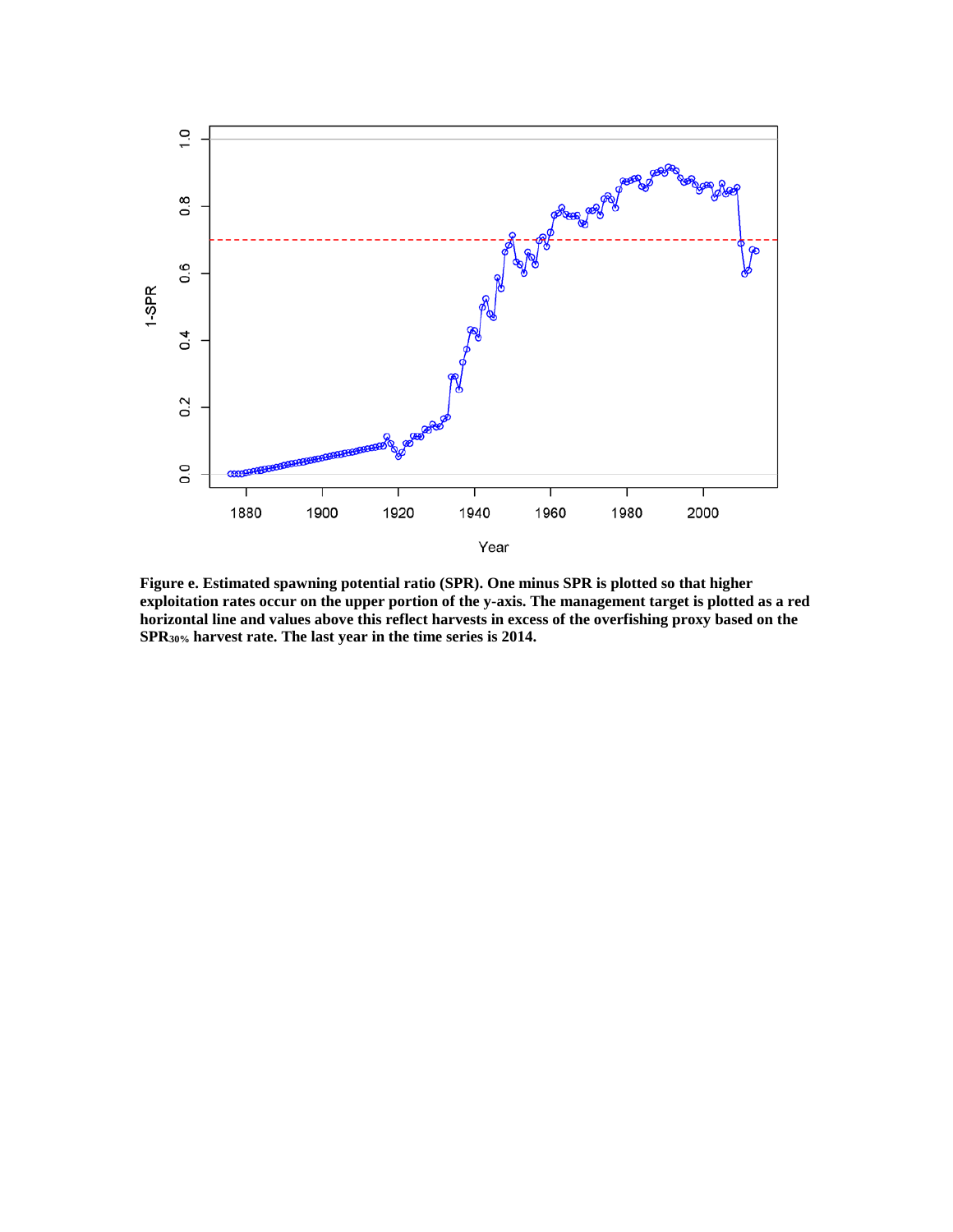**Figure e. Estimated spawning potential ratio (SPR). One minus SPR is plotted so that higher exploitation rates occur on the upper portion of the y-axis. The management target is plotted as a red horizontal line and values above this reflect harvests in excess of the overfishing proxy based on the $SPR_{30\%}$ harvest rate. The last year in the time series is 2014.**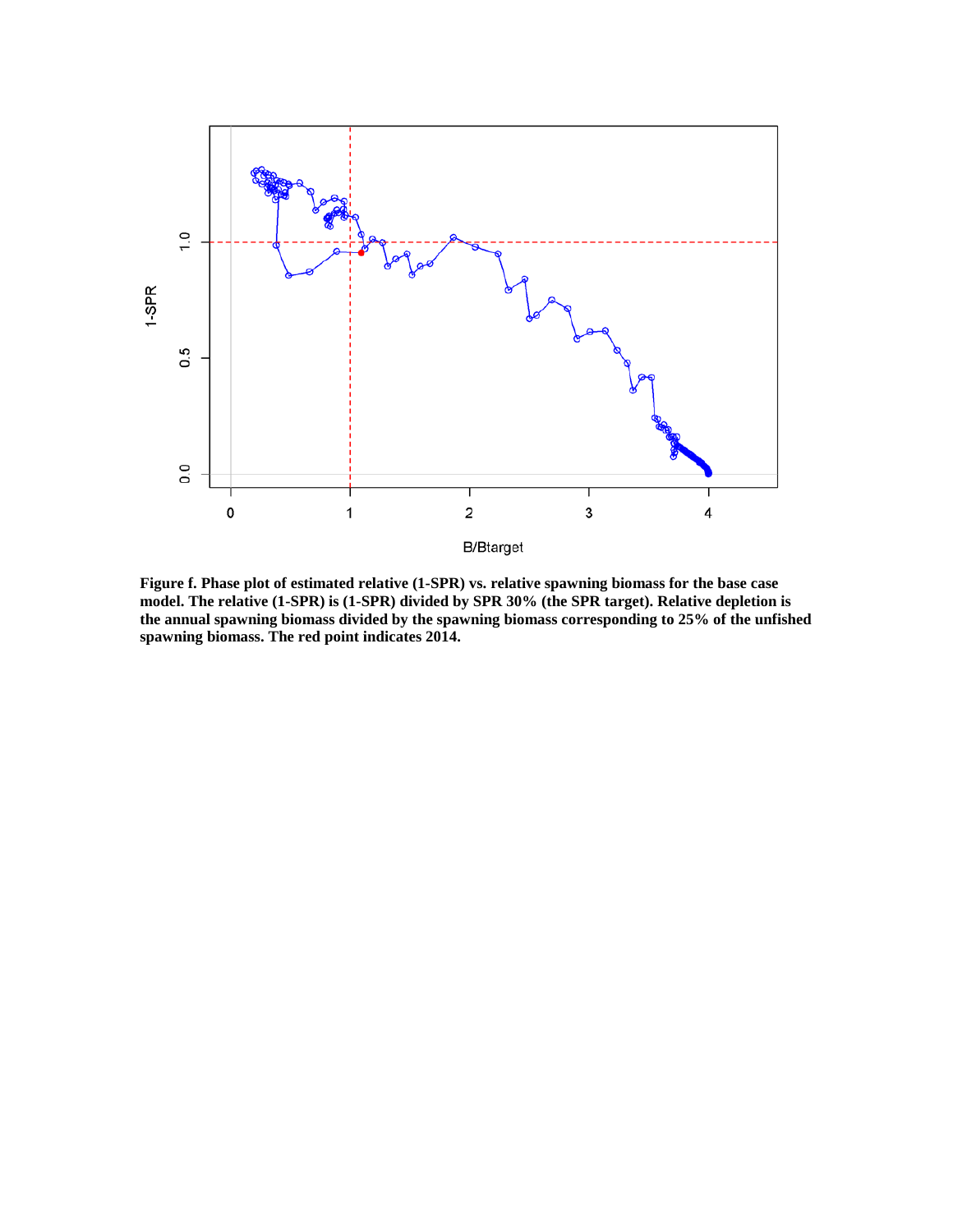**Figure f. Phase plot of estimated relative (1-SPR) vs. relative spawning biomass for the base case model. The relative (1-SPR) is (1-SPR) divided by SPR 30% (the SPR target). Relative depletion is the annual spawning biomass divided by the spawning biomass corresponding to 25% of the unfished spawning biomass. The red point indicates 2014.**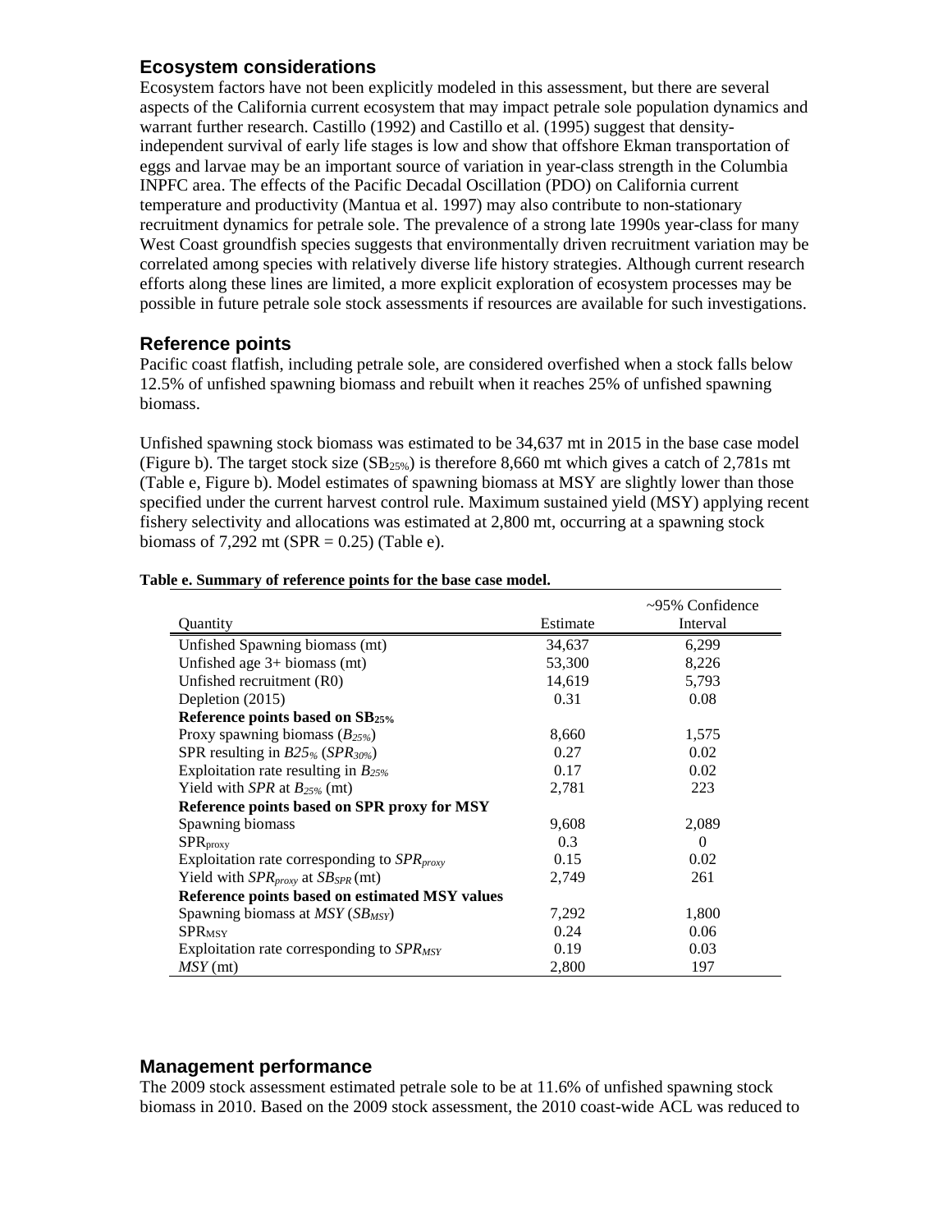## Ecosystem considerations

Ecosystem factors have not been explicitly modeled in this assessment, but there are several aspects of the California current ecosystem that may impact petrale sole population dynamics and warrant further research. Castillo (1992) and Castillo et al. (1995) suggest that density-independent survival of early life stages is low and show that offshore Ekman transportation of eggs and larvae may be an important source of variation in year-class strength in the Columbia INPFC area. The effects of the Pacific Decadal Oscillation (PDO) on California current temperature and productivity (Mantua et al. 1997) may also contribute to non-stationary recruitment dynamics for petrale sole. The prevalence of a strong late 1990s year-class for many West Coast groundfish species suggests that environmentally driven recruitment variation may be correlated among species with relatively diverse life history strategies. Although current research efforts along these lines are limited, a more explicit exploration of ecosystem processes may be possible in future petrale sole stock assessments if resources are available for such investigations.

## Reference points

Pacific coast flatfish, including petrale sole, are considered overfished when a stock falls below 12.5% of unfished spawning biomass and rebuilt when it reaches 25% of unfished spawning biomass.

Unfished spawning stock biomass was estimated to be 34,637 mt in 2015 in the base case model (Figure b). The target stock size ($SB_{25\%}$) is therefore 8,660 mt which gives a catch of 2,781s mt (Table e, Figure b). Model estimates of spawning biomass at MSY are slightly lower than those specified under the current harvest control rule. Maximum sustained yield (MSY) applying recent fishery selectivity and allocations was estimated at 2,800 mt, occurring at a spawning stock biomass of 7,292 mt (SPR = 0.25) (Table e).

**Table e. Summary of reference points for the base case model.**

| Quantity | Estimate | ~95% Confidence Interval |
|---|---|---|
| Unfished Spawning biomass (mt) | 34,637 | 6,299 |
| Unfished age 3+ biomass (mt) | 53,300 | 8,226 |
| Unfished recruitment (R0) | 14,619 | 5,793 |
| Depletion (2015) | 0.31 | 0.08 |
| **Reference points based on $SB_{25\%}$** | | |
| Proxy spawning biomass ($B_{25\%}$) | 8,660 | 1,575 |
| SPR resulting in $B25_{\%}$ ($SPR_{30\%}$) | 0.27 | 0.02 |
| Exploitation rate resulting in $B_{25\%}$ | 0.17 | 0.02 |
| Yield with *SPR* at $B_{25\%}$ (mt) | 2,781 | 223 |
| **Reference points based on SPR proxy for MSY** | | |
| Spawning biomass | 9,608 | 2,089 |
| $SPR_{proxy}$ | 0.3 | 0 |
| Exploitation rate corresponding to $SPR_{proxy}$ | 0.15 | 0.02 |
| Yield with $SPR_{proxy}$ at $SB_{SPR}$ (mt) | 2,749 | 261 |
| **Reference points based on estimated MSY values** | | |
| Spawning biomass at *MSY* ($SB_{MSY}$) | 7,292 | 1,800 |
| $SPR_{MSY}$ | 0.24 | 0.06 |
| Exploitation rate corresponding to $SPR_{MSY}$ | 0.19 | 0.03 |
| *MSY* (mt) | 2,800 | 197 |

## Management performance

The 2009 stock assessment estimated petrale sole to be at 11.6% of unfished spawning stock biomass in 2010. Based on the 2009 stock assessment, the 2010 coast-wide ACL was reduced to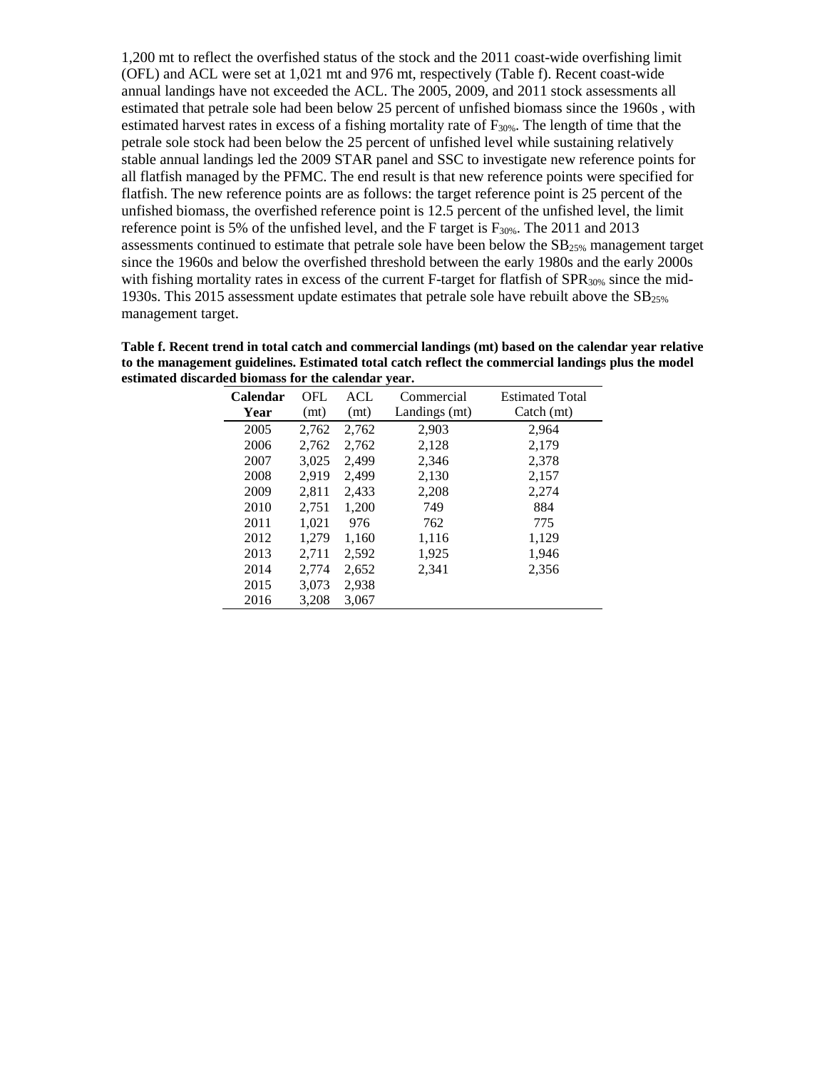1,200 mt to reflect the overfished status of the stock and the 2011 coast-wide overfishing limit (OFL) and ACL were set at 1,021 mt and 976 mt, respectively (Table f). Recent coast-wide annual landings have not exceeded the ACL. The 2005, 2009, and 2011 stock assessments all estimated that petrale sole had been below 25 percent of unfished biomass since the 1960s , with estimated harvest rates in excess of a fishing mortality rate of $F_{30\%}$. The length of time that the petrale sole stock had been below the 25 percent of unfished level while sustaining relatively stable annual landings led the 2009 STAR panel and SSC to investigate new reference points for all flatfish managed by the PFMC. The end result is that new reference points were specified for flatfish. The new reference points are as follows: the target reference point is 25 percent of the unfished biomass, the overfished reference point is 12.5 percent of the unfished level, the limit reference point is 5% of the unfished level, and the F target is $F_{30\%}$. The 2011 and 2013 assessments continued to estimate that petrale sole have been below the $SB_{25\%}$ management target since the 1960s and below the overfished threshold between the early 1980s and the early 2000s with fishing mortality rates in excess of the current F-target for flatfish of $SPR_{30\%}$ since the mid-1930s. This 2015 assessment update estimates that petrale sole have rebuilt above the $SB_{25\%}$ management target.

**Table f. Recent trend in total catch and commercial landings (mt) based on the calendar year relative to the management guidelines. Estimated total catch reflect the commercial landings plus the model estimated discarded biomass for the calendar year.**

| Calendar Year | OFL (mt) | ACL (mt) | Commercial Landings (mt) | Estimated Total Catch (mt) |
|---|---|---|---|---|
| 2005 | 2,762 | 2,762 | 2,903 | 2,964 |
| 2006 | 2,762 | 2,762 | 2,128 | 2,179 |
| 2007 | 3,025 | 2,499 | 2,346 | 2,378 |
| 2008 | 2,919 | 2,499 | 2,130 | 2,157 |
| 2009 | 2,811 | 2,433 | 2,208 | 2,274 |
| 2010 | 2,751 | 1,200 | 749 | 884 |
| 2011 | 1,021 | 976 | 762 | 775 |
| 2012 | 1,279 | 1,160 | 1,116 | 1,129 |
| 2013 | 2,711 | 2,592 | 1,925 | 1,946 |
| 2014 | 2,774 | 2,652 | 2,341 | 2,356 |
| 2015 | 3,073 | 2,938 | | |
| 2016 | 3,208 | 3,067 | | |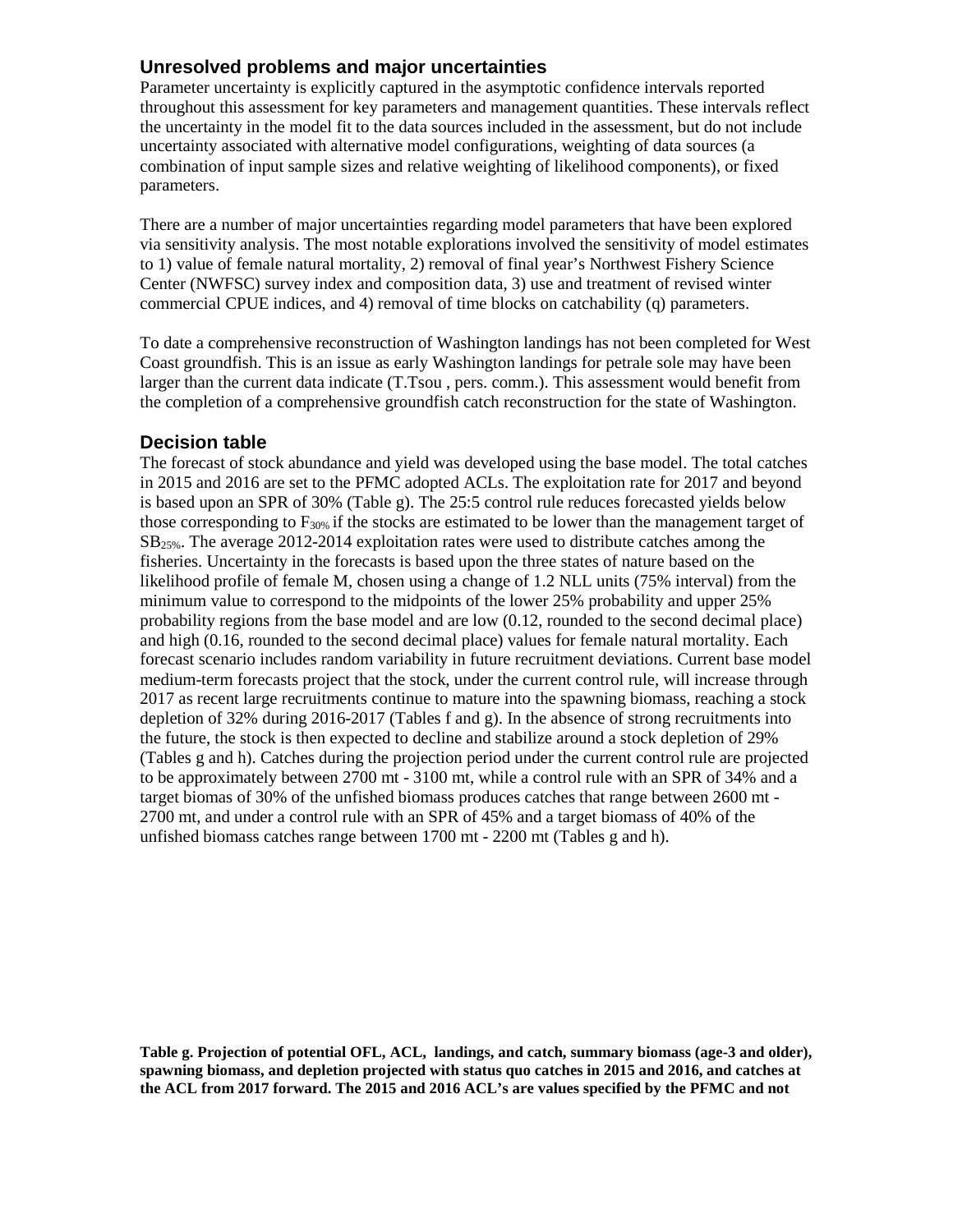## Unresolved problems and major uncertainties

Parameter uncertainty is explicitly captured in the asymptotic confidence intervals reported throughout this assessment for key parameters and management quantities. These intervals reflect the uncertainty in the model fit to the data sources included in the assessment, but do not include uncertainty associated with alternative model configurations, weighting of data sources (a combination of input sample sizes and relative weighting of likelihood components), or fixed parameters.

There are a number of major uncertainties regarding model parameters that have been explored via sensitivity analysis. The most notable explorations involved the sensitivity of model estimates to 1) value of female natural mortality, 2) removal of final year's Northwest Fishery Science Center (NWFSC) survey index and composition data, 3) use and treatment of revised winter commercial CPUE indices, and 4) removal of time blocks on catchability (q) parameters.

To date a comprehensive reconstruction of Washington landings has not been completed for West Coast groundfish. This is an issue as early Washington landings for petrale sole may have been larger than the current data indicate (T.Tsou , pers. comm.). This assessment would benefit from the completion of a comprehensive groundfish catch reconstruction for the state of Washington.

## Decision table

The forecast of stock abundance and yield was developed using the base model. The total catches in 2015 and 2016 are set to the PFMC adopted ACLs. The exploitation rate for 2017 and beyond is based upon an SPR of 30% (Table g). The 25:5 control rule reduces forecasted yields below those corresponding to $F_{30\%}$ if the stocks are estimated to be lower than the management target of $SB_{25\%}$. The average 2012-2014 exploitation rates were used to distribute catches among the fisheries. Uncertainty in the forecasts is based upon the three states of nature based on the likelihood profile of female M, chosen using a change of 1.2 NLL units (75% interval) from the minimum value to correspond to the midpoints of the lower 25% probability and upper 25% probability regions from the base model and are low (0.12, rounded to the second decimal place) and high (0.16, rounded to the second decimal place) values for female natural mortality. Each forecast scenario includes random variability in future recruitment deviations. Current base model medium-term forecasts project that the stock, under the current control rule, will increase through 2017 as recent large recruitments continue to mature into the spawning biomass, reaching a stock depletion of 32% during 2016-2017 (Tables f and g). In the absence of strong recruitments into the future, the stock is then expected to decline and stabilize around a stock depletion of 29% (Tables g and h). Catches during the projection period under the current control rule are projected to be approximately between 2700 mt - 3100 mt, while a control rule with an SPR of 34% and a target biomas of 30% of the unfished biomass produces catches that range between 2600 mt - 2700 mt, and under a control rule with an SPR of 45% and a target biomass of 40% of the unfished biomass catches range between 1700 mt - 2200 mt (Tables g and h).

**Table g. Projection of potential OFL, ACL, landings, and catch, summary biomass (age-3 and older), spawning biomass, and depletion projected with status quo catches in 2015 and 2016, and catches at the ACL from 2017 forward. The 2015 and 2016 ACL's are values specified by the PFMC and not**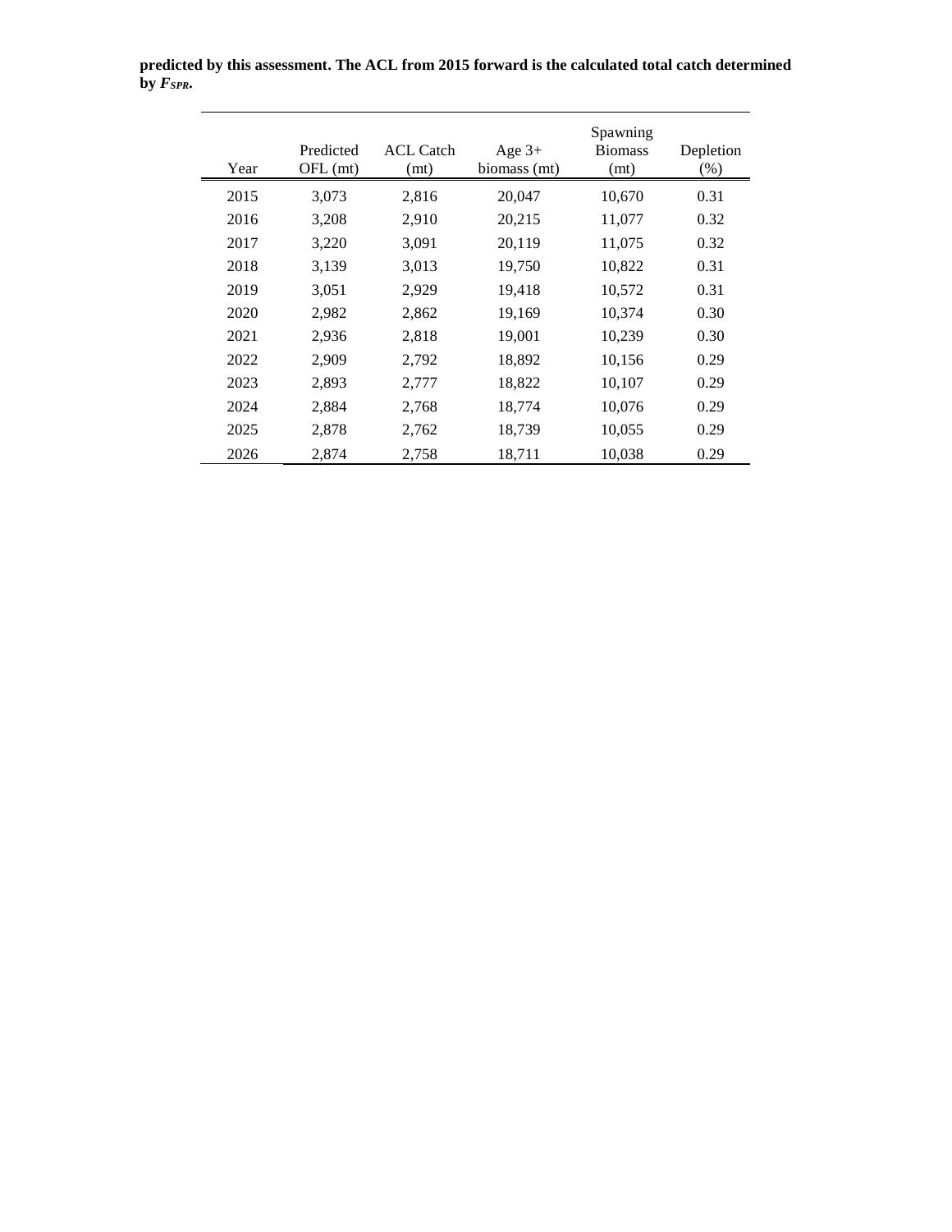**predicted by this assessment. The ACL from 2015 forward is the calculated total catch determined by $F_{SPR}$.**

| Year | Predicted OFL (mt) | ACL Catch (mt) | Age 3+ biomass (mt) | Spawning Biomass (mt) | Depletion (%) |
|---|---|---|---|---|---|
| 2015 | 3,073 | 2,816 | 20,047 | 10,670 | 0.31 |
| 2016 | 3,208 | 2,910 | 20,215 | 11,077 | 0.32 |
| 2017 | 3,220 | 3,091 | 20,119 | 11,075 | 0.32 |
| 2018 | 3,139 | 3,013 | 19,750 | 10,822 | 0.31 |
| 2019 | 3,051 | 2,929 | 19,418 | 10,572 | 0.31 |
| 2020 | 2,982 | 2,862 | 19,169 | 10,374 | 0.30 |
| 2021 | 2,936 | 2,818 | 19,001 | 10,239 | 0.30 |
| 2022 | 2,909 | 2,792 | 18,892 | 10,156 | 0.29 |
| 2023 | 2,893 | 2,777 | 18,822 | 10,107 | 0.29 |
| 2024 | 2,884 | 2,768 | 18,774 | 10,076 | 0.29 |
| 2025 | 2,878 | 2,762 | 18,739 | 10,055 | 0.29 |
| 2026 | 2,874 | 2,758 | 18,711 | 10,038 | 0.29 |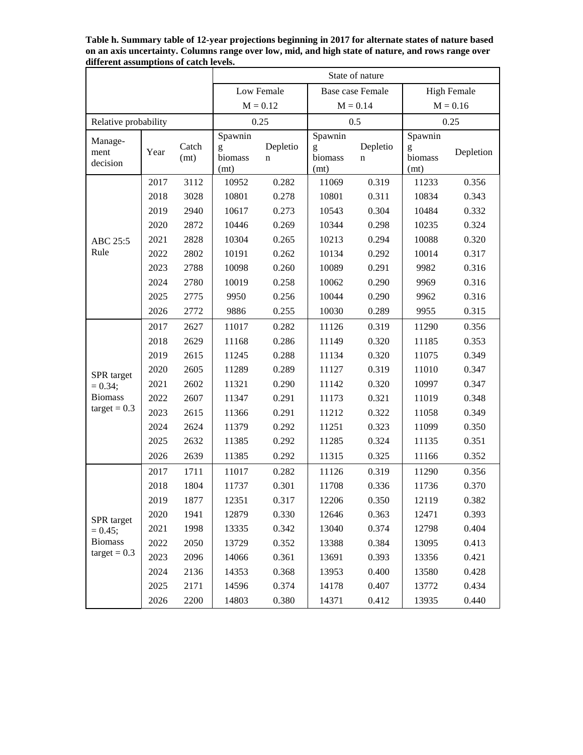**Table h. Summary table of 12-year projections beginning in 2017 for alternate states of nature based on an axis uncertainty. Columns range over low, mid, and high state of nature, and rows range over different assumptions of catch levels.**

| | | | State of nature | | | | | |
|---|---|---|---|---|---|---|---|---|
| | | | Low Female M = 0.12 | | Base case Female M = 0.14 | | High Female M = 0.16 | |
| Relative probability | | | 0.25 | | 0.5 | | 0.25 | |
| Manage-ment decision | Year | Catch (mt) | Spawning biomass (mt) | Depletion | Spawning biomass (mt) | Depletion | Spawning biomass (mt) | Depletion |
| ABC 25:5 Rule | 2017 | 3112 | 10952 | 0.282 | 11069 | 0.319 | 11233 | 0.356 |
| | 2018 | 3028 | 10801 | 0.278 | 10801 | 0.311 | 10834 | 0.343 |
| | 2019 | 2940 | 10617 | 0.273 | 10543 | 0.304 | 10484 | 0.332 |
| | 2020 | 2872 | 10446 | 0.269 | 10344 | 0.298 | 10235 | 0.324 |
| | 2021 | 2828 | 10304 | 0.265 | 10213 | 0.294 | 10088 | 0.320 |
| | 2022 | 2802 | 10191 | 0.262 | 10134 | 0.292 | 10014 | 0.317 |
| | 2023 | 2788 | 10098 | 0.260 | 10089 | 0.291 | 9982 | 0.316 |
| | 2024 | 2780 | 10019 | 0.258 | 10062 | 0.290 | 9969 | 0.316 |
| | 2025 | 2775 | 9950 | 0.256 | 10044 | 0.290 | 9962 | 0.316 |
| | 2026 | 2772 | 9886 | 0.255 | 10030 | 0.289 | 9955 | 0.315 |
| SPR target = 0.34; Biomass target = 0.3 | 2017 | 2627 | 11017 | 0.282 | 11126 | 0.319 | 11290 | 0.356 |
| | 2018 | 2629 | 11168 | 0.286 | 11149 | 0.320 | 11185 | 0.353 |
| | 2019 | 2615 | 11245 | 0.288 | 11134 | 0.320 | 11075 | 0.349 |
| | 2020 | 2605 | 11289 | 0.289 | 11127 | 0.319 | 11010 | 0.347 |
| | 2021 | 2602 | 11321 | 0.290 | 11142 | 0.320 | 10997 | 0.347 |
| | 2022 | 2607 | 11347 | 0.291 | 11173 | 0.321 | 11019 | 0.348 |
| | 2023 | 2615 | 11366 | 0.291 | 11212 | 0.322 | 11058 | 0.349 |
| | 2024 | 2624 | 11379 | 0.292 | 11251 | 0.323 | 11099 | 0.350 |
| | 2025 | 2632 | 11385 | 0.292 | 11285 | 0.324 | 11135 | 0.351 |
| | 2026 | 2639 | 11385 | 0.292 | 11315 | 0.325 | 11166 | 0.352 |
| SPR target = 0.45; Biomass target = 0.3 | 2017 | 1711 | 11017 | 0.282 | 11126 | 0.319 | 11290 | 0.356 |
| | 2018 | 1804 | 11737 | 0.301 | 11708 | 0.336 | 11736 | 0.370 |
| | 2019 | 1877 | 12351 | 0.317 | 12206 | 0.350 | 12119 | 0.382 |
| | 2020 | 1941 | 12879 | 0.330 | 12646 | 0.363 | 12471 | 0.393 |
| | 2021 | 1998 | 13335 | 0.342 | 13040 | 0.374 | 12798 | 0.404 |
| | 2022 | 2050 | 13729 | 0.352 | 13388 | 0.384 | 13095 | 0.413 |
| | 2023 | 2096 | 14066 | 0.361 | 13691 | 0.393 | 13356 | 0.421 |
| | 2024 | 2136 | 14353 | 0.368 | 13953 | 0.400 | 13580 | 0.428 |
| | 2025 | 2171 | 14596 | 0.374 | 14178 | 0.407 | 13772 | 0.434 |
| | 2026 | 2200 | 14803 | 0.380 | 14371 | 0.412 | 13935 | 0.440 |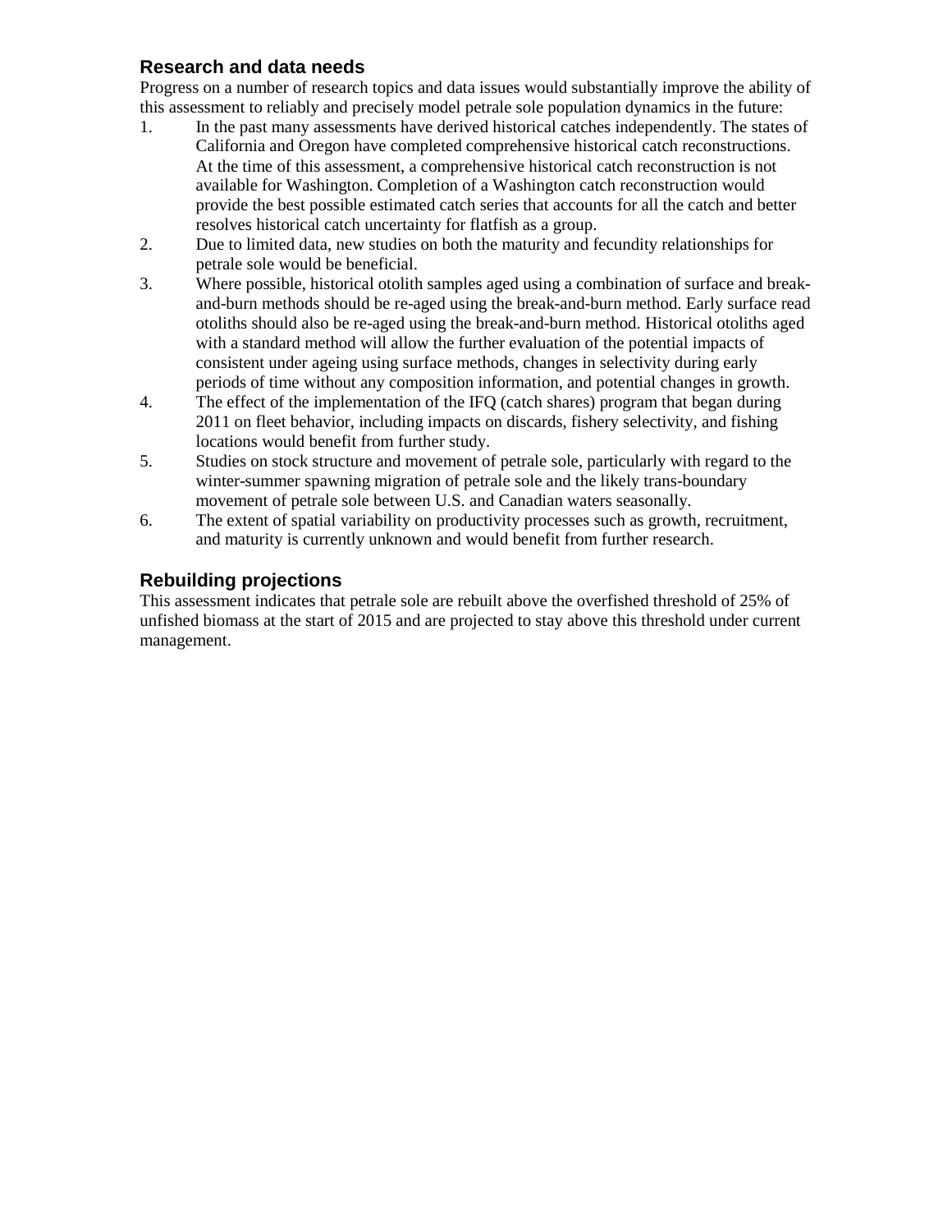## Research and data needs

Progress on a number of research topics and data issues would substantially improve the ability of this assessment to reliably and precisely model petrale sole population dynamics in the future:

1. In the past many assessments have derived historical catches independently. The states of California and Oregon have completed comprehensive historical catch reconstructions. At the time of this assessment, a comprehensive historical catch reconstruction is not available for Washington. Completion of a Washington catch reconstruction would provide the best possible estimated catch series that accounts for all the catch and better resolves historical catch uncertainty for flatfish as a group.
2. Due to limited data, new studies on both the maturity and fecundity relationships for petrale sole would be beneficial.
3. Where possible, historical otolith samples aged using a combination of surface and break-and-burn methods should be re-aged using the break-and-burn method. Early surface read otoliths should also be re-aged using the break-and-burn method. Historical otoliths aged with a standard method will allow the further evaluation of the potential impacts of consistent under ageing using surface methods, changes in selectivity during early periods of time without any composition information, and potential changes in growth.
4. The effect of the implementation of the IFQ (catch shares) program that began during 2011 on fleet behavior, including impacts on discards, fishery selectivity, and fishing locations would benefit from further study.
5. Studies on stock structure and movement of petrale sole, particularly with regard to the winter-summer spawning migration of petrale sole and the likely trans-boundary movement of petrale sole between U.S. and Canadian waters seasonally.
6. The extent of spatial variability on productivity processes such as growth, recruitment, and maturity is currently unknown and would benefit from further research.

## Rebuilding projections

This assessment indicates that petrale sole are rebuilt above the overfished threshold of 25% of unfished biomass at the start of 2015 and are projected to stay above this threshold under current management.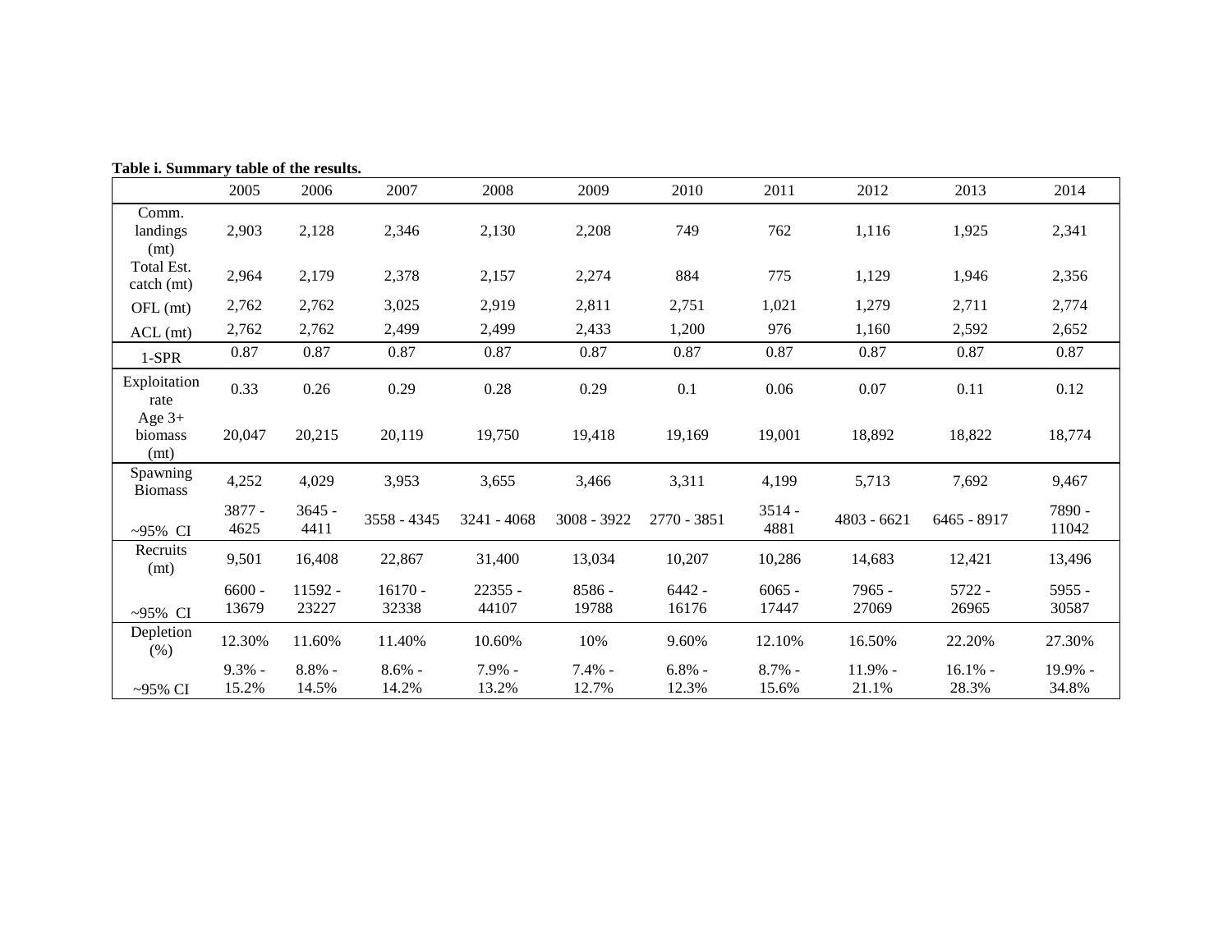**Table i. Summary table of the results.**

| | 2005 | 2006 | 2007 | 2008 | 2009 | 2010 | 2011 | 2012 | 2013 | 2014 |
|---|---|---|---|---|---|---|---|---|---|---|
| Comm. landings (mt) | 2,903 | 2,128 | 2,346 | 2,130 | 2,208 | 749 | 762 | 1,116 | 1,925 | 2,341 |
| Total Est. catch (mt) | 2,964 | 2,179 | 2,378 | 2,157 | 2,274 | 884 | 775 | 1,129 | 1,946 | 2,356 |
| OFL (mt) | 2,762 | 2,762 | 3,025 | 2,919 | 2,811 | 2,751 | 1,021 | 1,279 | 2,711 | 2,774 |
| ACL (mt) | 2,762 | 2,762 | 2,499 | 2,499 | 2,433 | 1,200 | 976 | 1,160 | 2,592 | 2,652 |
| 1-SPR | 0.87 | 0.87 | 0.87 | 0.87 | 0.87 | 0.87 | 0.87 | 0.87 | 0.87 | 0.87 |
| Exploitation rate | 0.33 | 0.26 | 0.29 | 0.28 | 0.29 | 0.1 | 0.06 | 0.07 | 0.11 | 0.12 |
| Age 3+ biomass (mt) | 20,047 | 20,215 | 20,119 | 19,750 | 19,418 | 19,169 | 19,001 | 18,892 | 18,822 | 18,774 |
| Spawning Biomass | 4,252 | 4,029 | 3,953 | 3,655 | 3,466 | 3,311 | 4,199 | 5,713 | 7,692 | 9,467 |
| ~95% CI | 3877 - 4625 | 3645 - 4411 | 3558 - 4345 | 3241 - 4068 | 3008 - 3922 | 2770 - 3851 | 3514 - 4881 | 4803 - 6621 | 6465 - 8917 | 7890 - 11042 |
| Recruits (mt) | 9,501 | 16,408 | 22,867 | 31,400 | 13,034 | 10,207 | 10,286 | 14,683 | 12,421 | 13,496 |
| ~95% CI | 6600 - 13679 | 11592 - 23227 | 16170 - 32338 | 22355 - 44107 | 8586 - 19788 | 6442 - 16176 | 6065 - 17447 | 7965 - 27069 | 5722 - 26965 | 5955 - 30587 |
| Depletion (%) | 12.30% | 11.60% | 11.40% | 10.60% | 10% | 9.60% | 12.10% | 16.50% | 22.20% | 27.30% |
| ~95% CI | 9.3% - 15.2% | 8.8% - 14.5% | 8.6% - 14.2% | 7.9% - 13.2% | 7.4% - 12.7% | 6.8% - 12.3% | 8.7% - 15.6% | 11.9% - 21.1% | 16.1% - 28.3% | 19.9% - 34.8% |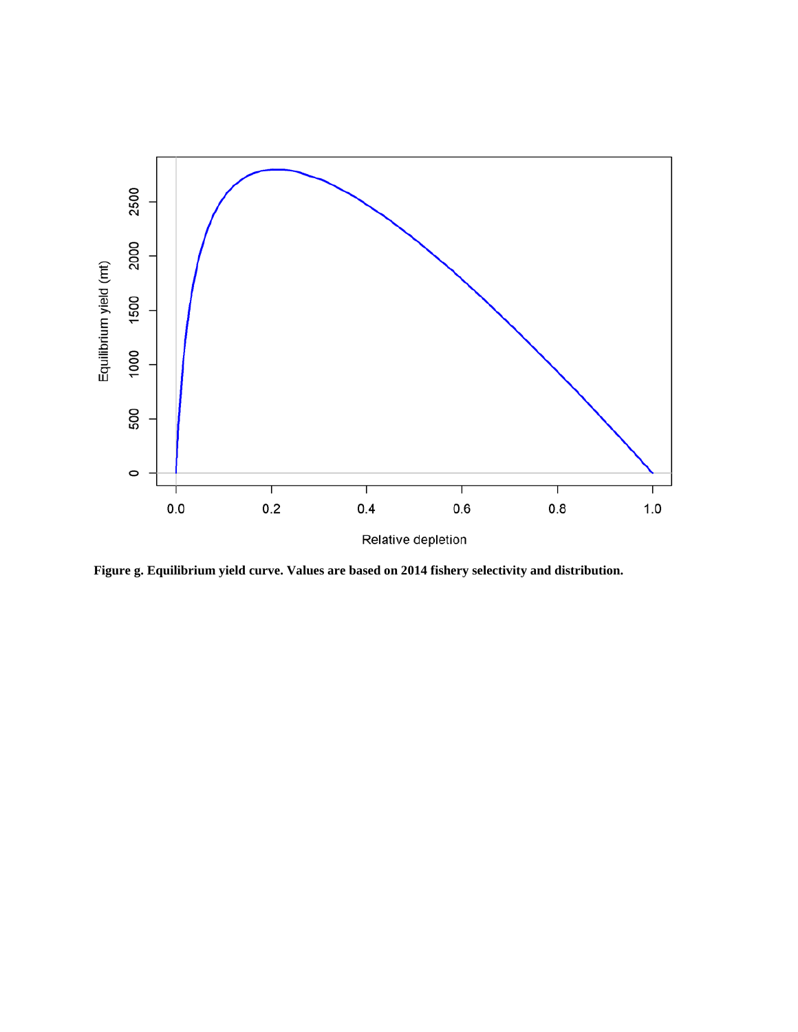Equilibrium yield (mt)

0
500
1000
1500
2000
2500

0.0
0.2
0.4
0.6
0.8
1.0

Relative depletion

**Figure g. Equilibrium yield curve. Values are based on 2014 fishery selectivity and distribution.**